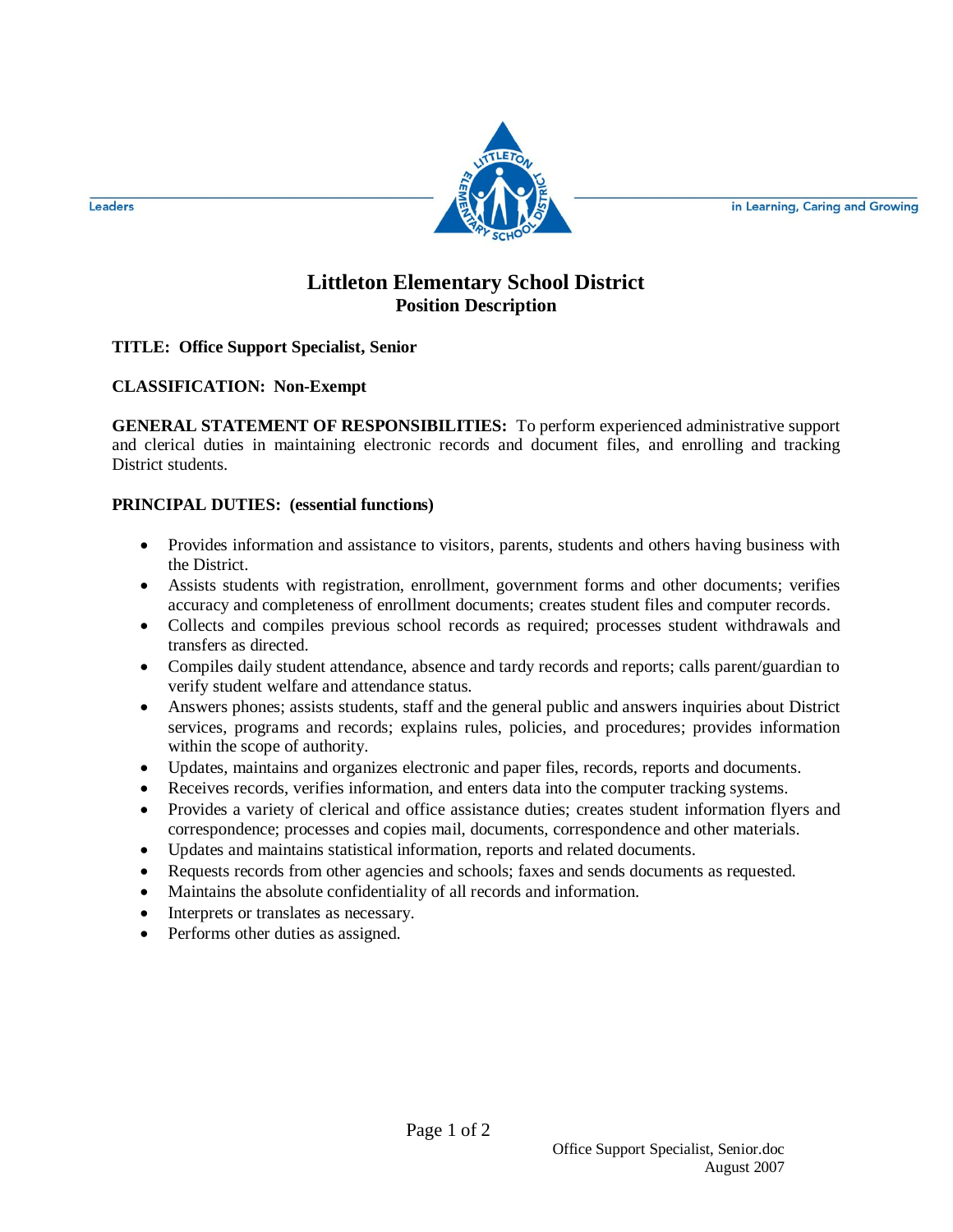Leaders — in Learning, Caring and Growing

# Littleton Elementary School District

## Position Description

**TITLE: Office Support Specialist, Senior**

**CLASSIFICATION: Non-Exempt**

**GENERAL STATEMENT OF RESPONSIBILITIES:** To perform experienced administrative support and clerical duties in maintaining electronic records and document files, and enrolling and tracking District students.

**PRINCIPAL DUTIES: (essential functions)**

- Provides information and assistance to visitors, parents, students and others having business with the District.
- Assists students with registration, enrollment, government forms and other documents; verifies accuracy and completeness of enrollment documents; creates student files and computer records.
- Collects and compiles previous school records as required; processes student withdrawals and transfers as directed.
- Compiles daily student attendance, absence and tardy records and reports; calls parent/guardian to verify student welfare and attendance status.
- Answers phones; assists students, staff and the general public and answers inquiries about District services, programs and records; explains rules, policies, and procedures; provides information within the scope of authority.
- Updates, maintains and organizes electronic and paper files, records, reports and documents.
- Receives records, verifies information, and enters data into the computer tracking systems.
- Provides a variety of clerical and office assistance duties; creates student information flyers and correspondence; processes and copies mail, documents, correspondence and other materials.
- Updates and maintains statistical information, reports and related documents.
- Requests records from other agencies and schools; faxes and sends documents as requested.
- Maintains the absolute confidentiality of all records and information.
- Interprets or translates as necessary.
- Performs other duties as assigned.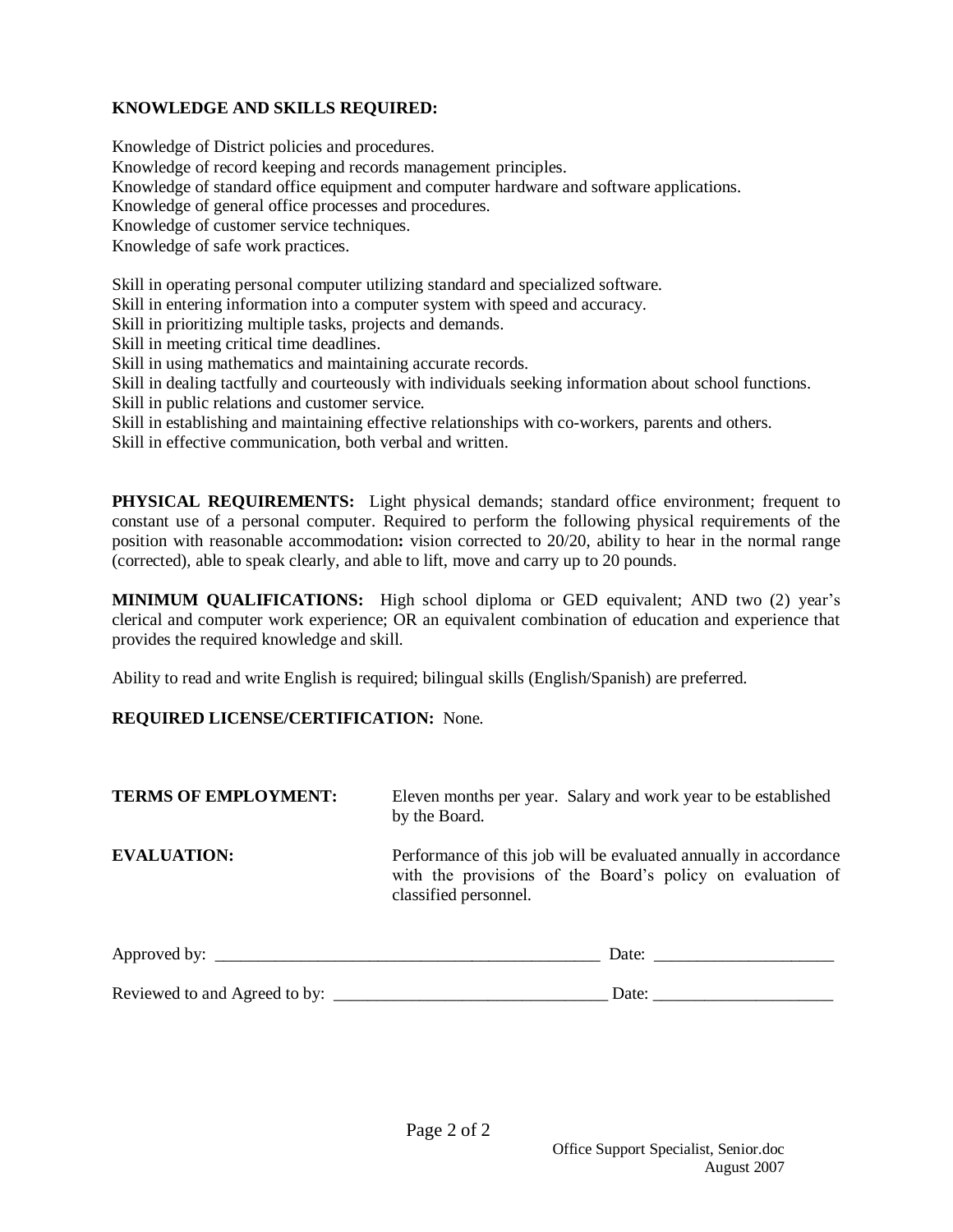**KNOWLEDGE AND SKILLS REQUIRED:**

Knowledge of District policies and procedures.
Knowledge of record keeping and records management principles.
Knowledge of standard office equipment and computer hardware and software applications.
Knowledge of general office processes and procedures.
Knowledge of customer service techniques.
Knowledge of safe work practices.

Skill in operating personal computer utilizing standard and specialized software.
Skill in entering information into a computer system with speed and accuracy.
Skill in prioritizing multiple tasks, projects and demands.
Skill in meeting critical time deadlines.
Skill in using mathematics and maintaining accurate records.
Skill in dealing tactfully and courteously with individuals seeking information about school functions.
Skill in public relations and customer service.
Skill in establishing and maintaining effective relationships with co-workers, parents and others.
Skill in effective communication, both verbal and written.

**PHYSICAL REQUIREMENTS:** Light physical demands; standard office environment; frequent to constant use of a personal computer. Required to perform the following physical requirements of the position with reasonable accommodation**:** vision corrected to 20/20, ability to hear in the normal range (corrected), able to speak clearly, and able to lift, move and carry up to 20 pounds.

**MINIMUM QUALIFICATIONS:** High school diploma or GED equivalent; AND two (2) year's clerical and computer work experience; OR an equivalent combination of education and experience that provides the required knowledge and skill.

Ability to read and write English is required; bilingual skills (English/Spanish) are preferred.

**REQUIRED LICENSE/CERTIFICATION:** None.

**TERMS OF EMPLOYMENT:** Eleven months per year. Salary and work year to be established by the Board.

**EVALUATION:** Performance of this job will be evaluated annually in accordance with the provisions of the Board's policy on evaluation of classified personnel.

Approved by: ______________________________________________ Date: _____________________

Reviewed to and Agreed to by: _______________________________ Date: _____________________

Office Support Specialist, Senior.doc
August 2007